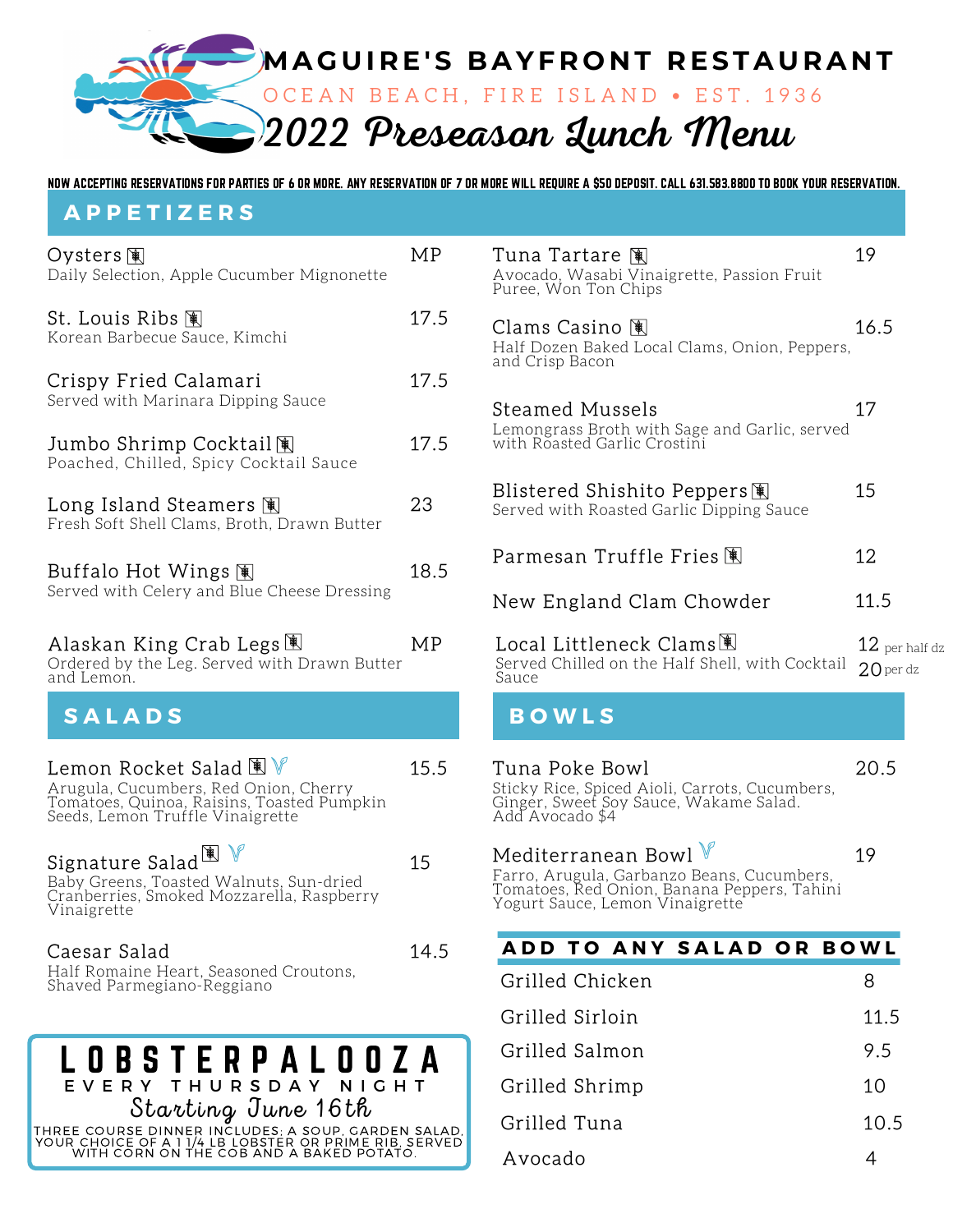# MAGUIRE'S BAYFRONT RESTAURANT

OCEAN BEACH, FIRE ISLAND • EST. 1936

## 2022 Preseason Lunch Menu

**NOW ACCEPTING RESERVATIONS FOR PARTIES OF 6 OR MORE. ANY RESERVATION OF 7 OR MORE WILL REQUIRE A $50 DEPOSIT. CALL 631.583.8800 TO BOOK YOUR RESERVATION.**

## APPETIZERS

**Oysters** — MP
Daily Selection, Apple Cucumber Mignonette

**St. Louis Ribs** — 17.5
Korean Barbecue Sauce, Kimchi

**Crispy Fried Calamari** — 17.5
Served with Marinara Dipping Sauce

**Jumbo Shrimp Cocktail** — 17.5
Poached, Chilled, Spicy Cocktail Sauce

**Long Island Steamers** — 23
Fresh Soft Shell Clams, Broth, Drawn Butter

**Buffalo Hot Wings** — 18.5
Served with Celery and Blue Cheese Dressing

**Alaskan King Crab Legs** — MP
Ordered by the Leg. Served with Drawn Butter and Lemon.

**Tuna Tartare** — 19
Avocado, Wasabi Vinaigrette, Passion Fruit Puree, Won Ton Chips

**Clams Casino** — 16.5
Half Dozen Baked Local Clams, Onion, Peppers, and Crisp Bacon

**Steamed Mussels** — 17
Lemongrass Broth with Sage and Garlic, served with Roasted Garlic Crostini

**Blistered Shishito Peppers** — 15
Served with Roasted Garlic Dipping Sauce

**Parmesan Truffle Fries** — 12

**New England Clam Chowder** — 11.5

**Local Littleneck Clams** — 12 per half dz / 20 per dz
Served Chilled on the Half Shell, with Cocktail Sauce

## SALADS

**Lemon Rocket Salad** — 15.5
Arugula, Cucumbers, Red Onion, Cherry Tomatoes, Quinoa, Raisins, Toasted Pumpkin Seeds, Lemon Truffle Vinaigrette

**Signature Salad** — 15
Baby Greens, Toasted Walnuts, Sun-dried Cranberries, Smoked Mozzarella, Raspberry Vinaigrette

**Caesar Salad** — 14.5
Half Romaine Heart, Seasoned Croutons, Shaved Parmegiano-Reggiano

## BOWLS

**Tuna Poke Bowl** — 20.5
Sticky Rice, Spiced Aioli, Carrots, Cucumbers, Ginger, Sweet Soy Sauce, Wakame Salad. Add Avocado $4

**Mediterranean Bowl** — 19
Farro, Arugula, Garbanzo Beans, Cucumbers, Tomatoes, Red Onion, Banana Peppers, Tahini Yogurt Sauce, Lemon Vinaigrette

### ADD TO ANY SALAD OR BOWL

| Item | Price |
|---|---|
| Grilled Chicken | 8 |
| Grilled Sirloin | 11.5 |
| Grilled Salmon | 9.5 |
| Grilled Shrimp | 10 |
| Grilled Tuna | 10.5 |
| Avocado | 4 |

## LOBSTERPALOOZA

EVERY THURSDAY NIGHT

*Starting June 16th*

THREE COURSE DINNER INCLUDES: A SOUP, GARDEN SALAD, YOUR CHOICE OF A 1 1/4 LB LOBSTER OR PRIME RIB, SERVED WITH CORN ON THE COB AND A BAKED POTATO.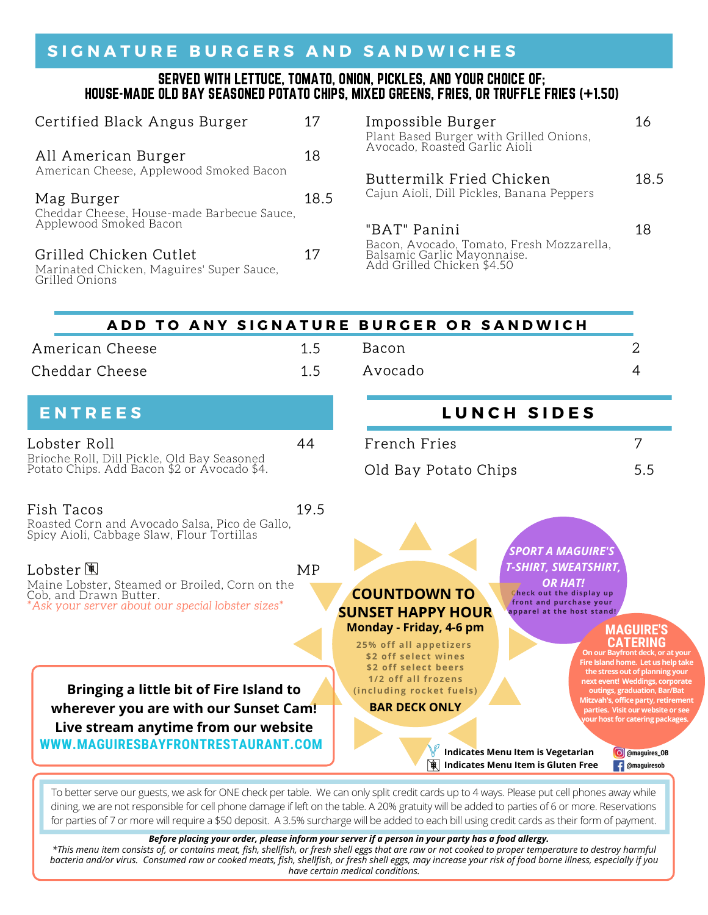## SIGNATURE BURGERS AND SANDWICHES

**SERVED WITH LETTUCE, TOMATO, ONION, PICKLES, AND YOUR CHOICE OF; HOUSE-MADE OLD BAY SEASONED POTATO CHIPS, MIXED GREENS, FRIES, OR TRUFFLE FRIES (+1.50)**

Certified Black Angus Burger — 17

All American Burger — 18
American Cheese, Applewood Smoked Bacon

Mag Burger — 18.5
Cheddar Cheese, House-made Barbecue Sauce, Applewood Smoked Bacon

Grilled Chicken Cutlet — 17
Marinated Chicken, Maguires' Super Sauce, Grilled Onions

Impossible Burger — 16
Plant Based Burger with Grilled Onions, Avocado, Roasted Garlic Aioli

Buttermilk Fried Chicken — 18.5
Cajun Aioli, Dill Pickles, Banana Peppers

"BAT" Panini — 18
Bacon, Avocado, Tomato, Fresh Mozzarella, Balsamic Garlic Mayonnaise.
Add Grilled Chicken $4.50

## ADD TO ANY SIGNATURE BURGER OR SANDWICH

| | |
|---|---|
| American Cheese | 1.5 |
| Cheddar Cheese | 1.5 |
| Bacon | 2 |
| Avocado | 4 |

## ENTREES

Lobster Roll — 44
Brioche Roll, Dill Pickle, Old Bay Seasoned Potato Chips. Add Bacon $2 or Avocado $4.

Fish Tacos — 19.5
Roasted Corn and Avocado Salsa, Pico de Gallo, Spicy Aioli, Cabbage Slaw, Flour Tortillas

Lobster (Gluten Free) — MP
Maine Lobster, Steamed or Broiled, Corn on the Cob, and Drawn Butter.
*\*Ask your server about our special lobster sizes\**

## LUNCH SIDES

| | |
|---|---|
| French Fries | 7 |
| Old Bay Potato Chips | 5.5 |

**Bringing a little bit of Fire Island to wherever you are with our Sunset Cam! Live stream anytime from our website**
**WWW.MAGUIRESBAYFRONTRESTAURANT.COM**

### COUNTDOWN TO SUNSET HAPPY HOUR
**Monday - Friday, 4-6 pm**

25% off all appetizers
$2 off select wines
$2 off select beers
1/2 off all frozens
(including rocket fuels)

**BAR DECK ONLY**

***SPORT A MAGUIRE'S T-SHIRT, SWEATSHIRT, OR HAT!***
Check out the display up front and purchase your apparel at the host stand!

**MAGUIRE'S CATERING**
On our Bayfront deck, or at your Fire Island home. Let us help take the stress out of planning your next event! Weddings, corporate outings, graduation, Bar/Bat Mitzvah's, office party, retirement parties. Visit our website or see your host for catering packages.

Indicates Menu Item is Vegetarian
Indicates Menu Item is Gluten Free

@maguires_OB
@maguiresob

To better serve our guests, we ask for ONE check per table. We can only split credit cards up to 4 ways. Please put cell phones away while dining, we are not responsible for cell phone damage if left on the table. A 20% gratuity will be added to parties of 6 or more. Reservations for parties of 7 or more will require a $50 deposit. A 3.5% surcharge will be added to each bill using credit cards as their form of payment.

***Before placing your order, please inform your server if a person in your party has a food allergy.***

*\*This menu item consists of, or contains meat, fish, shellfish, or fresh shell eggs that are raw or not cooked to proper temperature to destroy harmful bacteria and/or virus. Consumed raw or cooked meats, fish, shellfish, or fresh shell eggs, may increase your risk of food borne illness, especially if you have certain medical conditions.*